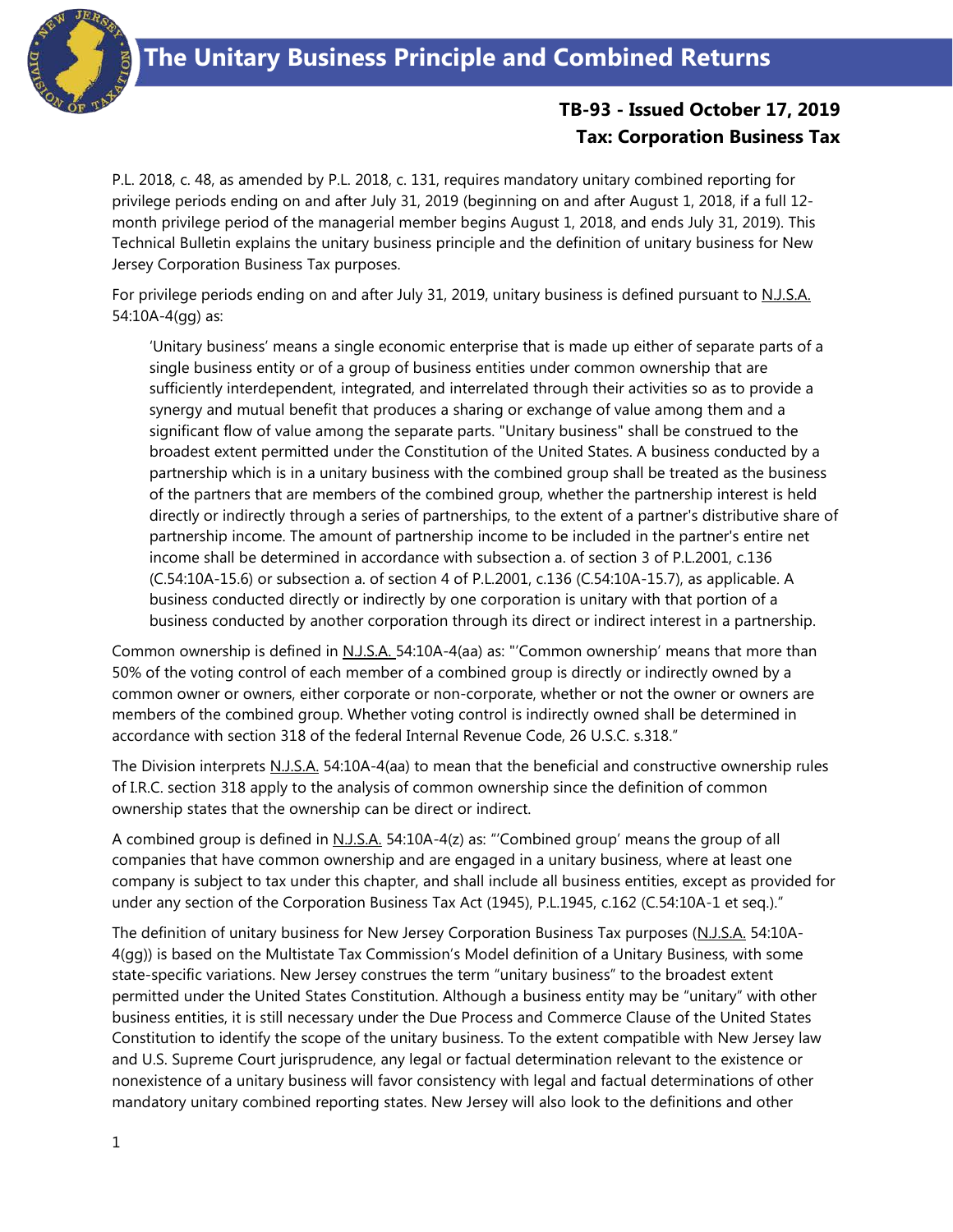# The Unitary Business Principle and Combined Returns

**TB-93 - Issued October 17, 2019**
**Tax: Corporation Business Tax**

P.L. 2018, c. 48, as amended by P.L. 2018, c. 131, requires mandatory unitary combined reporting for privilege periods ending on and after July 31, 2019 (beginning on and after August 1, 2018, if a full 12-month privilege period of the managerial member begins August 1, 2018, and ends July 31, 2019). This Technical Bulletin explains the unitary business principle and the definition of unitary business for New Jersey Corporation Business Tax purposes.

For privilege periods ending on and after July 31, 2019, unitary business is defined pursuant to N.J.S.A. 54:10A-4(gg) as:

> 'Unitary business' means a single economic enterprise that is made up either of separate parts of a single business entity or of a group of business entities under common ownership that are sufficiently interdependent, integrated, and interrelated through their activities so as to provide a synergy and mutual benefit that produces a sharing or exchange of value among them and a significant flow of value among the separate parts. "Unitary business" shall be construed to the broadest extent permitted under the Constitution of the United States. A business conducted by a partnership which is in a unitary business with the combined group shall be treated as the business of the partners that are members of the combined group, whether the partnership interest is held directly or indirectly through a series of partnerships, to the extent of a partner's distributive share of partnership income. The amount of partnership income to be included in the partner's entire net income shall be determined in accordance with subsection a. of section 3 of P.L.2001, c.136 (C.54:10A-15.6) or subsection a. of section 4 of P.L.2001, c.136 (C.54:10A-15.7), as applicable. A business conducted directly or indirectly by one corporation is unitary with that portion of a business conducted by another corporation through its direct or indirect interest in a partnership.

Common ownership is defined in N.J.S.A. 54:10A-4(aa) as: "'Common ownership' means that more than 50% of the voting control of each member of a combined group is directly or indirectly owned by a common owner or owners, either corporate or non-corporate, whether or not the owner or owners are members of the combined group. Whether voting control is indirectly owned shall be determined in accordance with section 318 of the federal Internal Revenue Code, 26 U.S.C. s.318."

The Division interprets N.J.S.A. 54:10A-4(aa) to mean that the beneficial and constructive ownership rules of I.R.C. section 318 apply to the analysis of common ownership since the definition of common ownership states that the ownership can be direct or indirect.

A combined group is defined in N.J.S.A. 54:10A-4(z) as: "'Combined group' means the group of all companies that have common ownership and are engaged in a unitary business, where at least one company is subject to tax under this chapter, and shall include all business entities, except as provided for under any section of the Corporation Business Tax Act (1945), P.L.1945, c.162 (C.54:10A-1 et seq.)."

The definition of unitary business for New Jersey Corporation Business Tax purposes (N.J.S.A. 54:10A-4(gg)) is based on the Multistate Tax Commission's Model definition of a Unitary Business, with some state-specific variations. New Jersey construes the term "unitary business" to the broadest extent permitted under the United States Constitution. Although a business entity may be "unitary" with other business entities, it is still necessary under the Due Process and Commerce Clause of the United States Constitution to identify the scope of the unitary business. To the extent compatible with New Jersey law and U.S. Supreme Court jurisprudence, any legal or factual determination relevant to the existence or nonexistence of a unitary business will favor consistency with legal and factual determinations of other mandatory unitary combined reporting states. New Jersey will also look to the definitions and other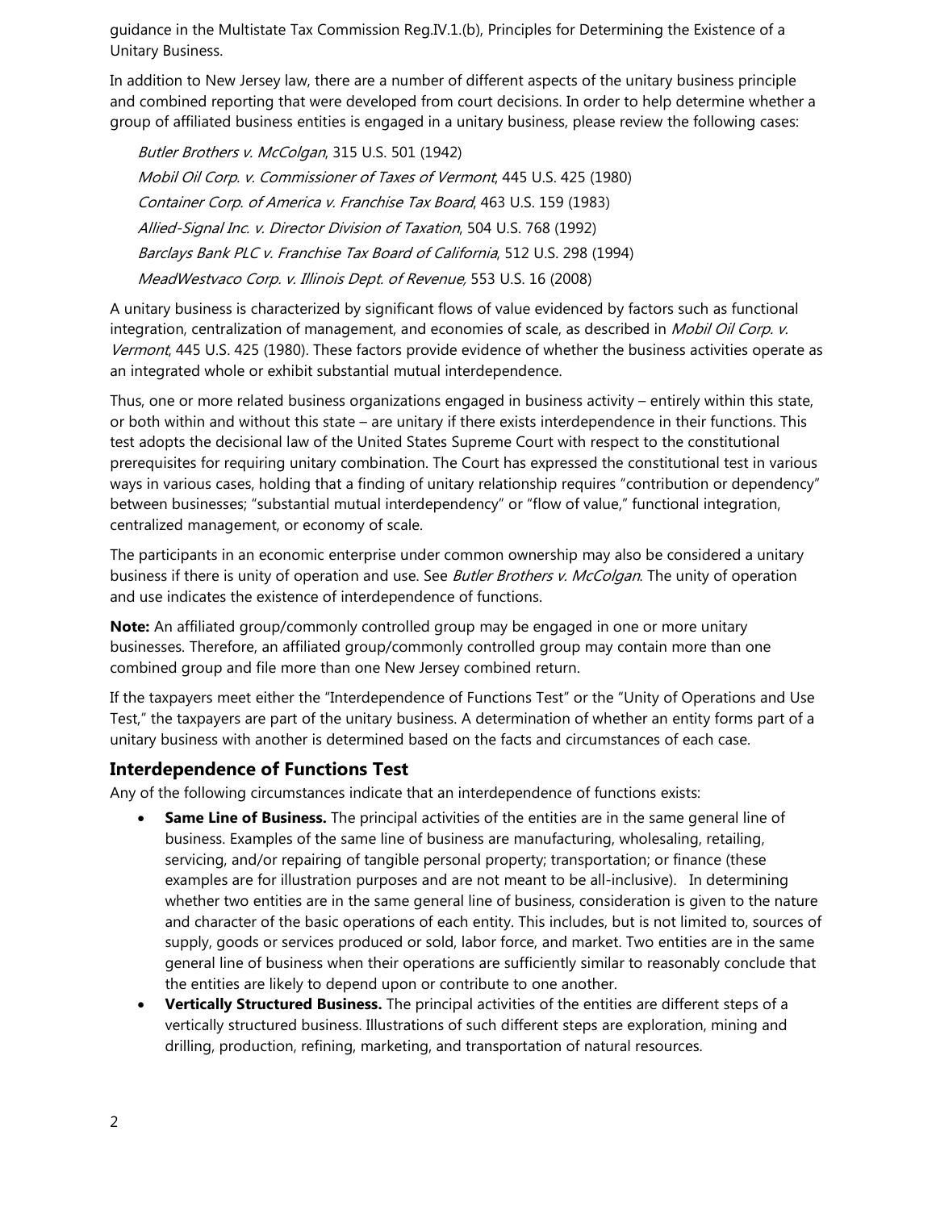guidance in the Multistate Tax Commission Reg.IV.1.(b), Principles for Determining the Existence of a Unitary Business.

In addition to New Jersey law, there are a number of different aspects of the unitary business principle and combined reporting that were developed from court decisions. In order to help determine whether a group of affiliated business entities is engaged in a unitary business, please review the following cases:

*Butler Brothers v. McColgan*, 315 U.S. 501 (1942)
*Mobil Oil Corp. v. Commissioner of Taxes of Vermont*, 445 U.S. 425 (1980)
*Container Corp. of America v. Franchise Tax Board*, 463 U.S. 159 (1983)
*Allied-Signal Inc. v. Director Division of Taxation*, 504 U.S. 768 (1992)
*Barclays Bank PLC v. Franchise Tax Board of California*, 512 U.S. 298 (1994)
*MeadWestvaco Corp. v. Illinois Dept. of Revenue*, 553 U.S. 16 (2008)

A unitary business is characterized by significant flows of value evidenced by factors such as functional integration, centralization of management, and economies of scale, as described in *Mobil Oil Corp. v. Vermont*, 445 U.S. 425 (1980). These factors provide evidence of whether the business activities operate as an integrated whole or exhibit substantial mutual interdependence.

Thus, one or more related business organizations engaged in business activity – entirely within this state, or both within and without this state – are unitary if there exists interdependence in their functions. This test adopts the decisional law of the United States Supreme Court with respect to the constitutional prerequisites for requiring unitary combination. The Court has expressed the constitutional test in various ways in various cases, holding that a finding of unitary relationship requires "contribution or dependency" between businesses; "substantial mutual interdependency" or "flow of value," functional integration, centralized management, or economy of scale.

The participants in an economic enterprise under common ownership may also be considered a unitary business if there is unity of operation and use. See *Butler Brothers v. McColgan*. The unity of operation and use indicates the existence of interdependence of functions.

**Note:** An affiliated group/commonly controlled group may be engaged in one or more unitary businesses. Therefore, an affiliated group/commonly controlled group may contain more than one combined group and file more than one New Jersey combined return.

If the taxpayers meet either the "Interdependence of Functions Test" or the "Unity of Operations and Use Test," the taxpayers are part of the unitary business. A determination of whether an entity forms part of a unitary business with another is determined based on the facts and circumstances of each case.

## Interdependence of Functions Test

Any of the following circumstances indicate that an interdependence of functions exists:

- **Same Line of Business.** The principal activities of the entities are in the same general line of business. Examples of the same line of business are manufacturing, wholesaling, retailing, servicing, and/or repairing of tangible personal property; transportation; or finance (these examples are for illustration purposes and are not meant to be all-inclusive). In determining whether two entities are in the same general line of business, consideration is given to the nature and character of the basic operations of each entity. This includes, but is not limited to, sources of supply, goods or services produced or sold, labor force, and market. Two entities are in the same general line of business when their operations are sufficiently similar to reasonably conclude that the entities are likely to depend upon or contribute to one another.
- **Vertically Structured Business.** The principal activities of the entities are different steps of a vertically structured business. Illustrations of such different steps are exploration, mining and drilling, production, refining, marketing, and transportation of natural resources.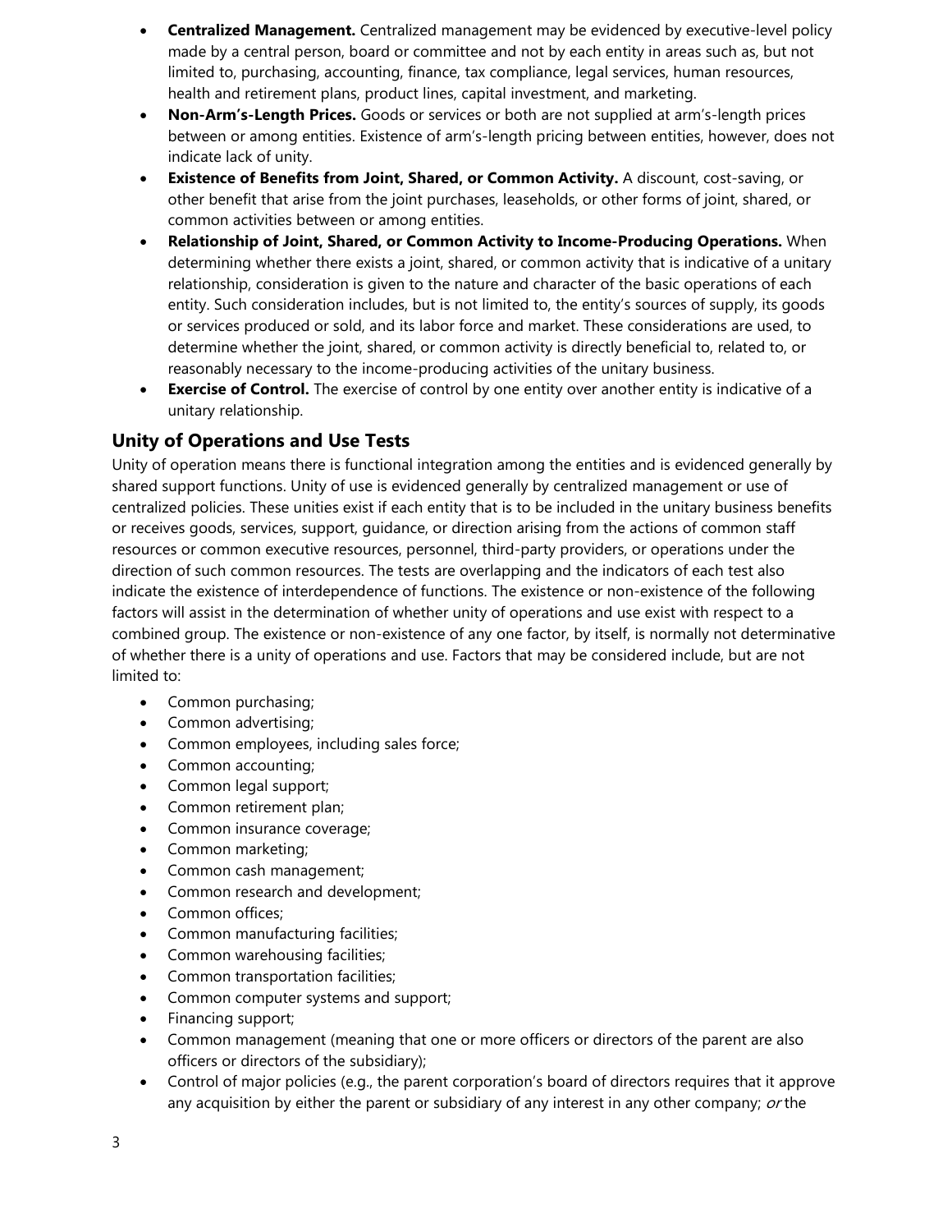- **Centralized Management.** Centralized management may be evidenced by executive-level policy made by a central person, board or committee and not by each entity in areas such as, but not limited to, purchasing, accounting, finance, tax compliance, legal services, human resources, health and retirement plans, product lines, capital investment, and marketing.
- **Non-Arm's-Length Prices.** Goods or services or both are not supplied at arm's-length prices between or among entities. Existence of arm's-length pricing between entities, however, does not indicate lack of unity.
- **Existence of Benefits from Joint, Shared, or Common Activity.** A discount, cost-saving, or other benefit that arise from the joint purchases, leaseholds, or other forms of joint, shared, or common activities between or among entities.
- **Relationship of Joint, Shared, or Common Activity to Income-Producing Operations.** When determining whether there exists a joint, shared, or common activity that is indicative of a unitary relationship, consideration is given to the nature and character of the basic operations of each entity. Such consideration includes, but is not limited to, the entity's sources of supply, its goods or services produced or sold, and its labor force and market. These considerations are used, to determine whether the joint, shared, or common activity is directly beneficial to, related to, or reasonably necessary to the income-producing activities of the unitary business.
- **Exercise of Control.** The exercise of control by one entity over another entity is indicative of a unitary relationship.

## Unity of Operations and Use Tests

Unity of operation means there is functional integration among the entities and is evidenced generally by shared support functions. Unity of use is evidenced generally by centralized management or use of centralized policies. These unities exist if each entity that is to be included in the unitary business benefits or receives goods, services, support, guidance, or direction arising from the actions of common staff resources or common executive resources, personnel, third-party providers, or operations under the direction of such common resources. The tests are overlapping and the indicators of each test also indicate the existence of interdependence of functions. The existence or non-existence of the following factors will assist in the determination of whether unity of operations and use exist with respect to a combined group. The existence or non-existence of any one factor, by itself, is normally not determinative of whether there is a unity of operations and use. Factors that may be considered include, but are not limited to:

- Common purchasing;
- Common advertising;
- Common employees, including sales force;
- Common accounting;
- Common legal support;
- Common retirement plan;
- Common insurance coverage;
- Common marketing;
- Common cash management;
- Common research and development;
- Common offices;
- Common manufacturing facilities;
- Common warehousing facilities;
- Common transportation facilities;
- Common computer systems and support;
- Financing support;
- Common management (meaning that one or more officers or directors of the parent are also officers or directors of the subsidiary);
- Control of major policies (e.g., the parent corporation's board of directors requires that it approve any acquisition by either the parent or subsidiary of any interest in any other company; *or* the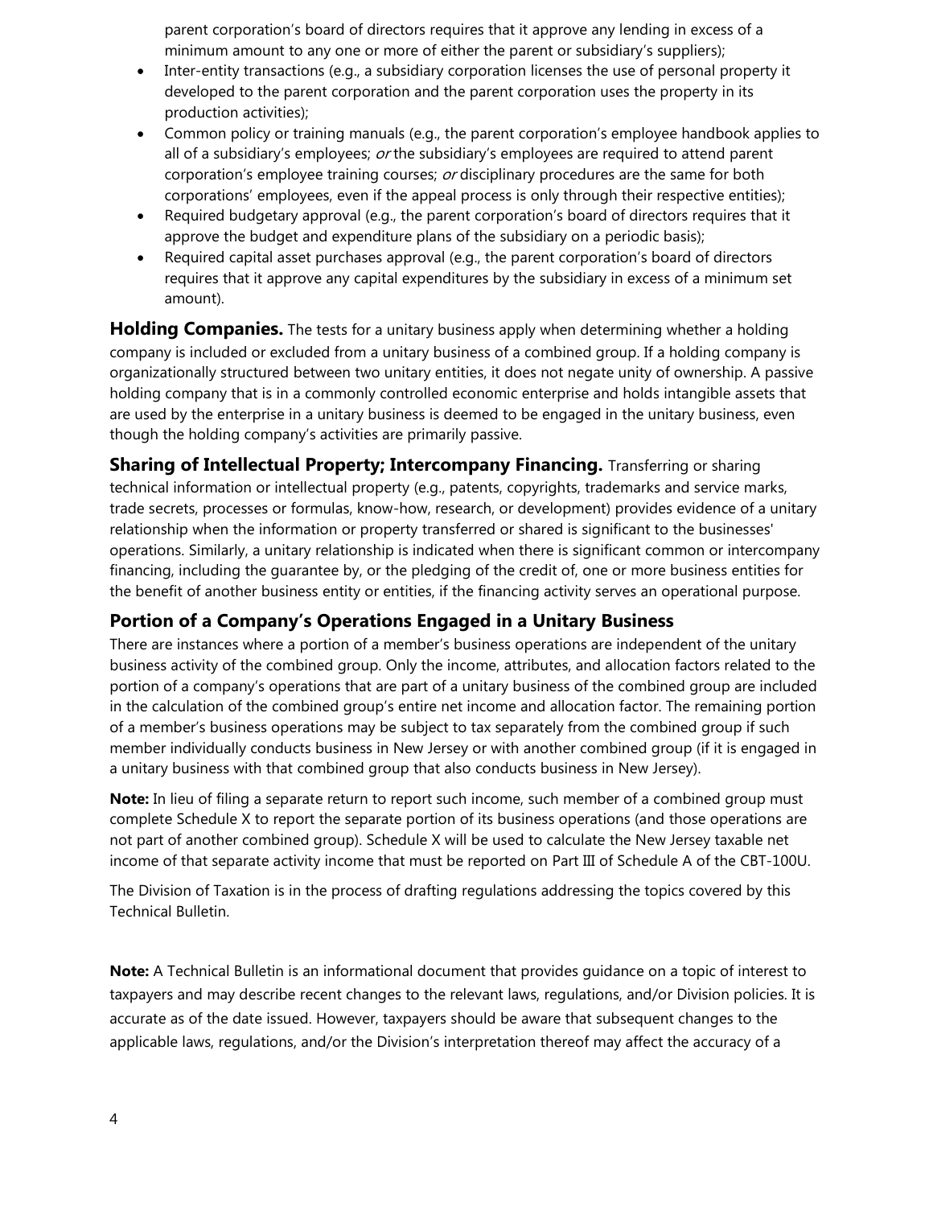parent corporation's board of directors requires that it approve any lending in excess of a minimum amount to any one or more of either the parent or subsidiary's suppliers);

- Inter-entity transactions (e.g., a subsidiary corporation licenses the use of personal property it developed to the parent corporation and the parent corporation uses the property in its production activities);
- Common policy or training manuals (e.g., the parent corporation's employee handbook applies to all of a subsidiary's employees; *or* the subsidiary's employees are required to attend parent corporation's employee training courses; *or* disciplinary procedures are the same for both corporations' employees, even if the appeal process is only through their respective entities);
- Required budgetary approval (e.g., the parent corporation's board of directors requires that it approve the budget and expenditure plans of the subsidiary on a periodic basis);
- Required capital asset purchases approval (e.g., the parent corporation's board of directors requires that it approve any capital expenditures by the subsidiary in excess of a minimum set amount).

**Holding Companies.** The tests for a unitary business apply when determining whether a holding company is included or excluded from a unitary business of a combined group. If a holding company is organizationally structured between two unitary entities, it does not negate unity of ownership. A passive holding company that is in a commonly controlled economic enterprise and holds intangible assets that are used by the enterprise in a unitary business is deemed to be engaged in the unitary business, even though the holding company's activities are primarily passive.

**Sharing of Intellectual Property; Intercompany Financing.** Transferring or sharing technical information or intellectual property (e.g., patents, copyrights, trademarks and service marks, trade secrets, processes or formulas, know-how, research, or development) provides evidence of a unitary relationship when the information or property transferred or shared is significant to the businesses' operations. Similarly, a unitary relationship is indicated when there is significant common or intercompany financing, including the guarantee by, or the pledging of the credit of, one or more business entities for the benefit of another business entity or entities, if the financing activity serves an operational purpose.

## Portion of a Company's Operations Engaged in a Unitary Business

There are instances where a portion of a member's business operations are independent of the unitary business activity of the combined group. Only the income, attributes, and allocation factors related to the portion of a company's operations that are part of a unitary business of the combined group are included in the calculation of the combined group's entire net income and allocation factor. The remaining portion of a member's business operations may be subject to tax separately from the combined group if such member individually conducts business in New Jersey or with another combined group (if it is engaged in a unitary business with that combined group that also conducts business in New Jersey).

**Note:** In lieu of filing a separate return to report such income, such member of a combined group must complete Schedule X to report the separate portion of its business operations (and those operations are not part of another combined group). Schedule X will be used to calculate the New Jersey taxable net income of that separate activity income that must be reported on Part III of Schedule A of the CBT-100U.

The Division of Taxation is in the process of drafting regulations addressing the topics covered by this Technical Bulletin.

**Note:** A Technical Bulletin is an informational document that provides guidance on a topic of interest to taxpayers and may describe recent changes to the relevant laws, regulations, and/or Division policies. It is accurate as of the date issued. However, taxpayers should be aware that subsequent changes to the applicable laws, regulations, and/or the Division's interpretation thereof may affect the accuracy of a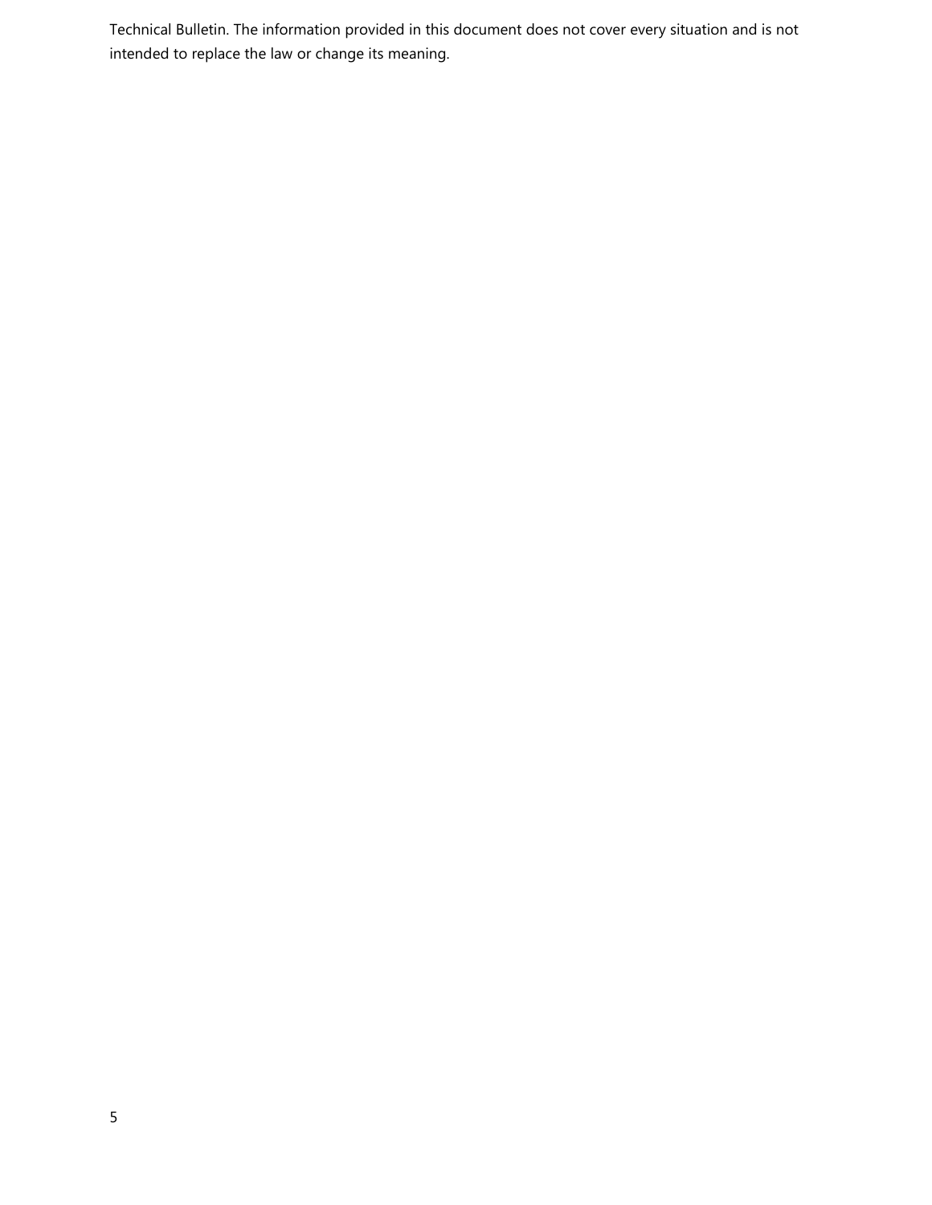Technical Bulletin. The information provided in this document does not cover every situation and is not intended to replace the law or change its meaning.